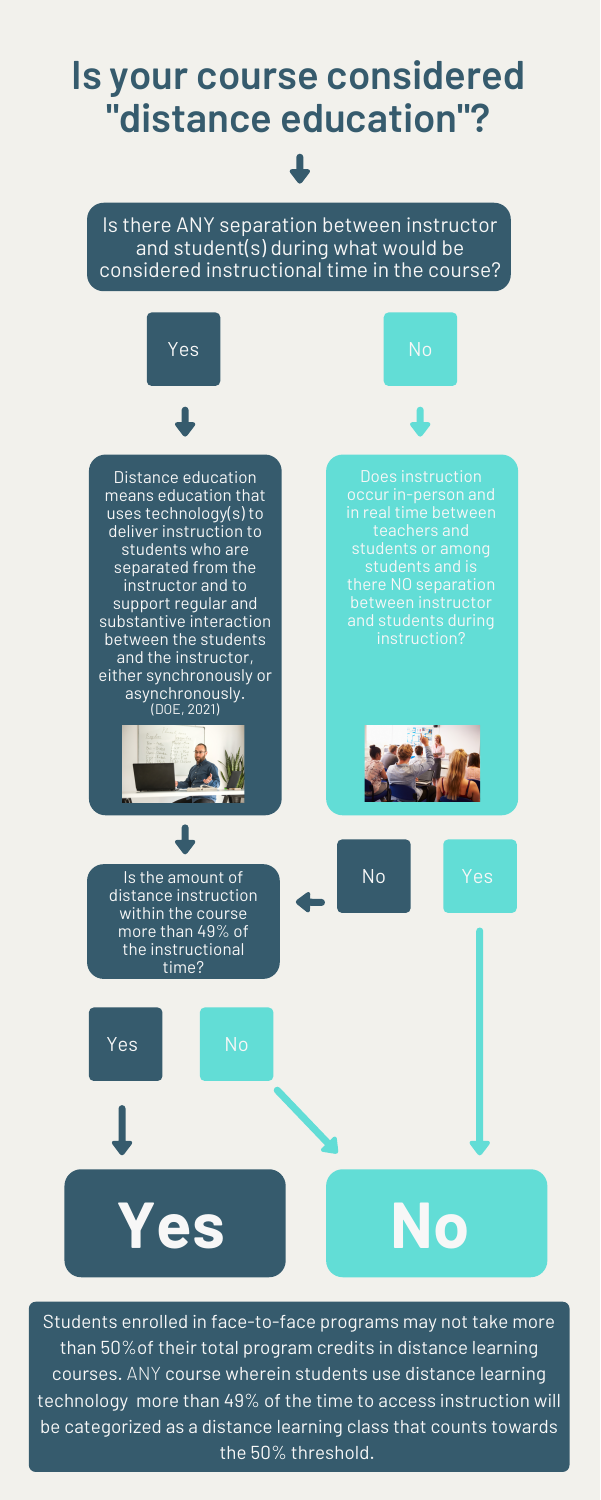# Is your course considered "distance education"?

Is there ANY separation between instructor and student(s) during what would be considered instructional time in the course?

Yes

No

Distance education means education that uses technology(s) to deliver instruction to students who are separated from the instructor and to support regular and substantive interaction between the students and the instructor, either synchronously or asynchronously. (DOE, 2021)

Does instruction occur in-person and in real time between teachers and students or among students and is there NO separation between instructor and students during instruction?

No

Yes

Is the amount of distance instruction within the course more than 49% of the instructional time?

Yes

No

# Yes

# No

Students enrolled in face-to-face programs may not take more than 50% of their total program credits in distance learning courses. ANY course wherein students use distance learning technology more than 49% of the time to access instruction will be categorized as a distance learning class that counts towards the 50% threshold.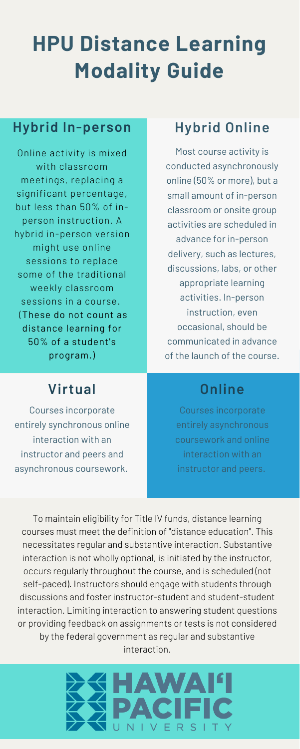# HPU Distance Learning Modality Guide

## Hybrid In-person

Online activity is mixed with classroom meetings, replacing a significant percentage, but less than 50% of in-person instruction. A hybrid in-person version might use online sessions to replace some of the traditional weekly classroom sessions in a course. (These do not count as distance learning for 50% of a student's program.)

## Hybrid Online

Most course activity is conducted asynchronously online (50% or more), but a small amount of in-person classroom or onsite group activities are scheduled in advance for in-person delivery, such as lectures, discussions, labs, or other appropriate learning activities. In-person instruction, even occasional, should be communicated in advance of the launch of the course.

## Virtual

Courses incorporate entirely synchronous online interaction with an instructor and peers and asynchronous coursework.

## Online

Courses incorporate entirely asynchronous coursework and online interaction with an instructor and peers.

To maintain eligibility for Title IV funds, distance learning courses must meet the definition of "distance education". This necessitates regular and substantive interaction. Substantive interaction is not wholly optional, is initiated by the instructor, occurs regularly throughout the course, and is scheduled (not self-paced). Instructors should engage with students through discussions and foster instructor-student and student-student interaction. Limiting interaction to answering student questions or providing feedback on assignments or tests is not considered by the federal government as regular and substantive interaction.

HAWAI'I PACIFIC UNIVERSITY